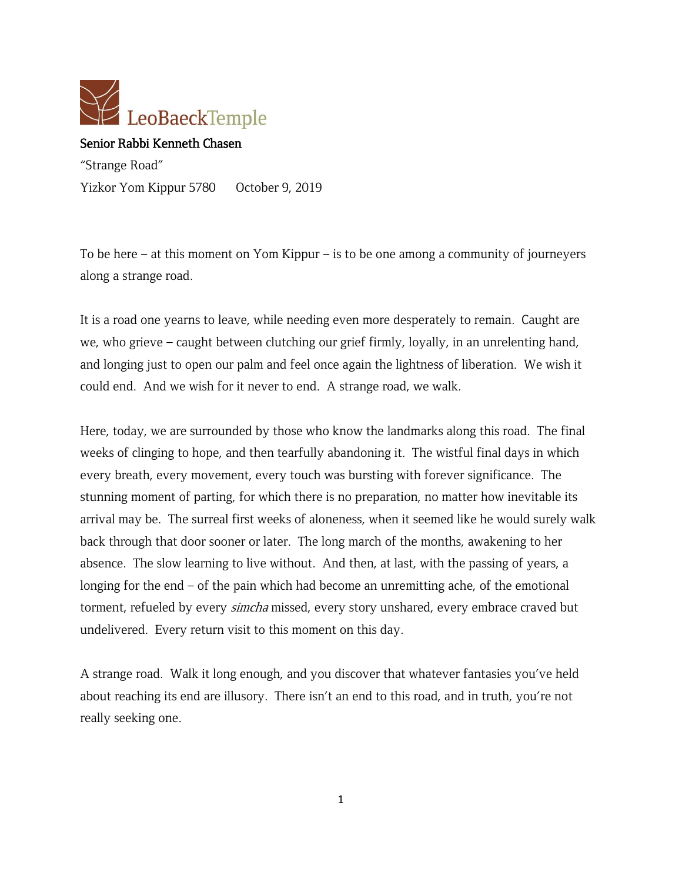LeoBaeckTemple

**Senior Rabbi Kenneth Chasen**

"Strange Road"

Yizkor Yom Kippur 5780 October 9, 2019

To be here – at this moment on Yom Kippur – is to be one among a community of journeyers along a strange road.

It is a road one yearns to leave, while needing even more desperately to remain. Caught are we, who grieve – caught between clutching our grief firmly, loyally, in an unrelenting hand, and longing just to open our palm and feel once again the lightness of liberation. We wish it could end. And we wish for it never to end. A strange road, we walk.

Here, today, we are surrounded by those who know the landmarks along this road. The final weeks of clinging to hope, and then tearfully abandoning it. The wistful final days in which every breath, every movement, every touch was bursting with forever significance. The stunning moment of parting, for which there is no preparation, no matter how inevitable its arrival may be. The surreal first weeks of aloneness, when it seemed like he would surely walk back through that door sooner or later. The long march of the months, awakening to her absence. The slow learning to live without. And then, at last, with the passing of years, a longing for the end – of the pain which had become an unremitting ache, of the emotional torment, refueled by every *simcha* missed, every story unshared, every embrace craved but undelivered. Every return visit to this moment on this day.

A strange road. Walk it long enough, and you discover that whatever fantasies you've held about reaching its end are illusory. There isn't an end to this road, and in truth, you're not really seeking one.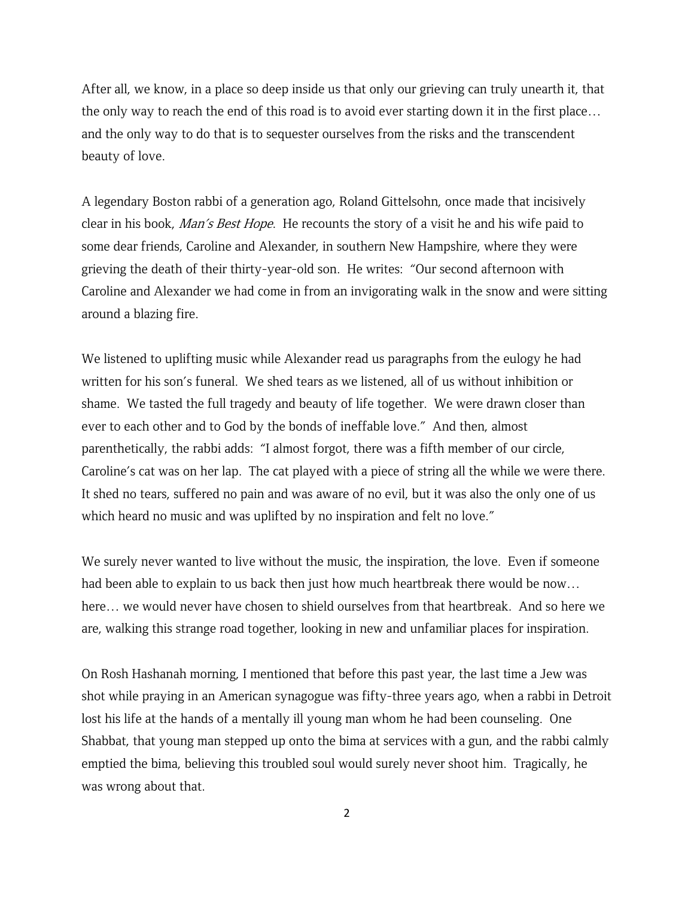After all, we know, in a place so deep inside us that only our grieving can truly unearth it, that the only way to reach the end of this road is to avoid ever starting down it in the first place… and the only way to do that is to sequester ourselves from the risks and the transcendent beauty of love.

A legendary Boston rabbi of a generation ago, Roland Gittelsohn, once made that incisively clear in his book, *Man's Best Hope*. He recounts the story of a visit he and his wife paid to some dear friends, Caroline and Alexander, in southern New Hampshire, where they were grieving the death of their thirty-year-old son. He writes: "Our second afternoon with Caroline and Alexander we had come in from an invigorating walk in the snow and were sitting around a blazing fire.

We listened to uplifting music while Alexander read us paragraphs from the eulogy he had written for his son's funeral. We shed tears as we listened, all of us without inhibition or shame. We tasted the full tragedy and beauty of life together. We were drawn closer than ever to each other and to God by the bonds of ineffable love." And then, almost parenthetically, the rabbi adds: "I almost forgot, there was a fifth member of our circle, Caroline's cat was on her lap. The cat played with a piece of string all the while we were there. It shed no tears, suffered no pain and was aware of no evil, but it was also the only one of us which heard no music and was uplifted by no inspiration and felt no love."

We surely never wanted to live without the music, the inspiration, the love. Even if someone had been able to explain to us back then just how much heartbreak there would be now… here… we would never have chosen to shield ourselves from that heartbreak. And so here we are, walking this strange road together, looking in new and unfamiliar places for inspiration.

On Rosh Hashanah morning, I mentioned that before this past year, the last time a Jew was shot while praying in an American synagogue was fifty-three years ago, when a rabbi in Detroit lost his life at the hands of a mentally ill young man whom he had been counseling. One Shabbat, that young man stepped up onto the bima at services with a gun, and the rabbi calmly emptied the bima, believing this troubled soul would surely never shoot him. Tragically, he was wrong about that.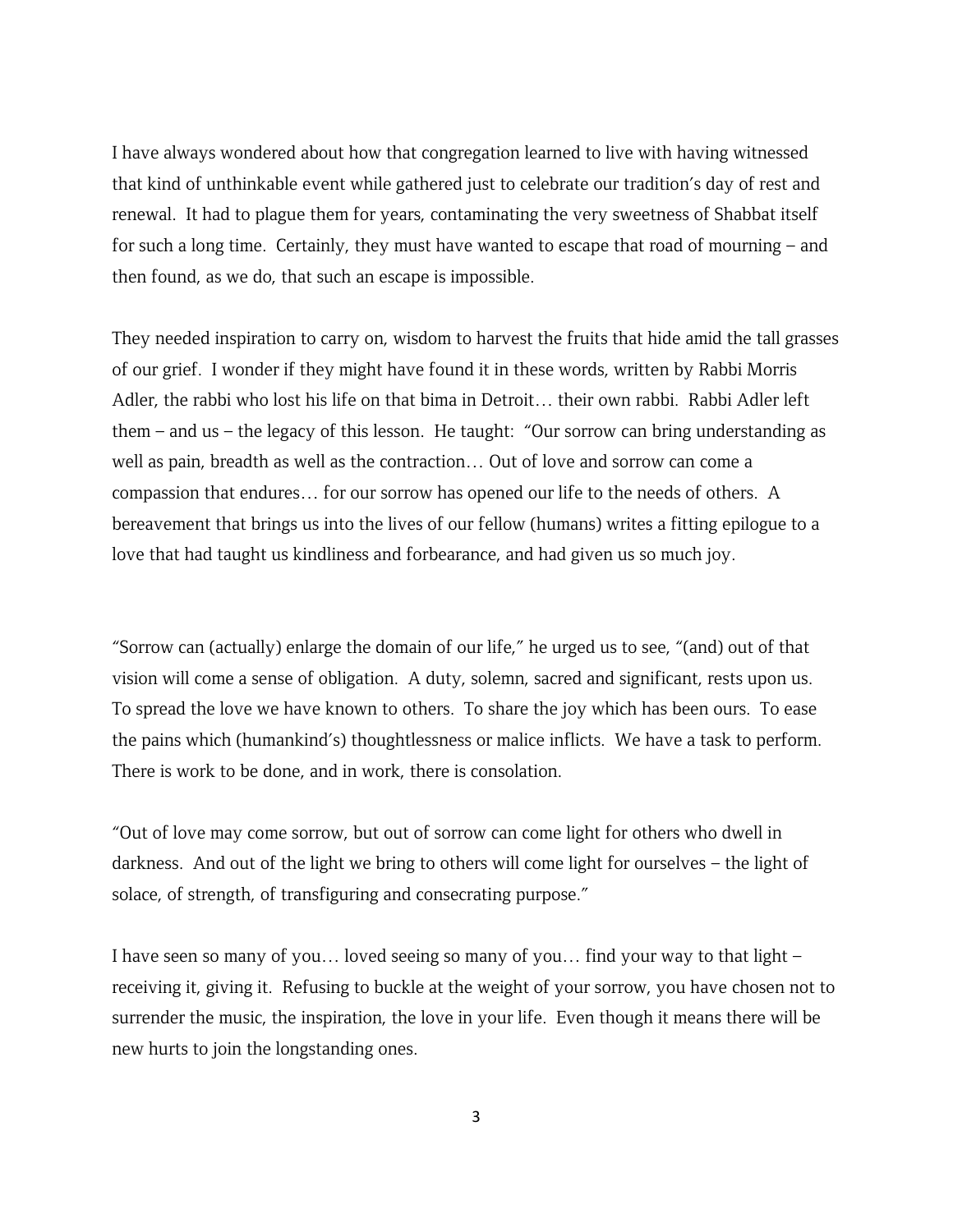I have always wondered about how that congregation learned to live with having witnessed that kind of unthinkable event while gathered just to celebrate our tradition's day of rest and renewal. It had to plague them for years, contaminating the very sweetness of Shabbat itself for such a long time. Certainly, they must have wanted to escape that road of mourning – and then found, as we do, that such an escape is impossible.

They needed inspiration to carry on, wisdom to harvest the fruits that hide amid the tall grasses of our grief. I wonder if they might have found it in these words, written by Rabbi Morris Adler, the rabbi who lost his life on that bima in Detroit… their own rabbi. Rabbi Adler left them – and us – the legacy of this lesson. He taught: "Our sorrow can bring understanding as well as pain, breadth as well as the contraction… Out of love and sorrow can come a compassion that endures… for our sorrow has opened our life to the needs of others. A bereavement that brings us into the lives of our fellow (humans) writes a fitting epilogue to a love that had taught us kindliness and forbearance, and had given us so much joy.

"Sorrow can (actually) enlarge the domain of our life," he urged us to see, "(and) out of that vision will come a sense of obligation. A duty, solemn, sacred and significant, rests upon us. To spread the love we have known to others. To share the joy which has been ours. To ease the pains which (humankind's) thoughtlessness or malice inflicts. We have a task to perform. There is work to be done, and in work, there is consolation.

"Out of love may come sorrow, but out of sorrow can come light for others who dwell in darkness. And out of the light we bring to others will come light for ourselves – the light of solace, of strength, of transfiguring and consecrating purpose."

I have seen so many of you… loved seeing so many of you… find your way to that light – receiving it, giving it. Refusing to buckle at the weight of your sorrow, you have chosen not to surrender the music, the inspiration, the love in your life. Even though it means there will be new hurts to join the longstanding ones.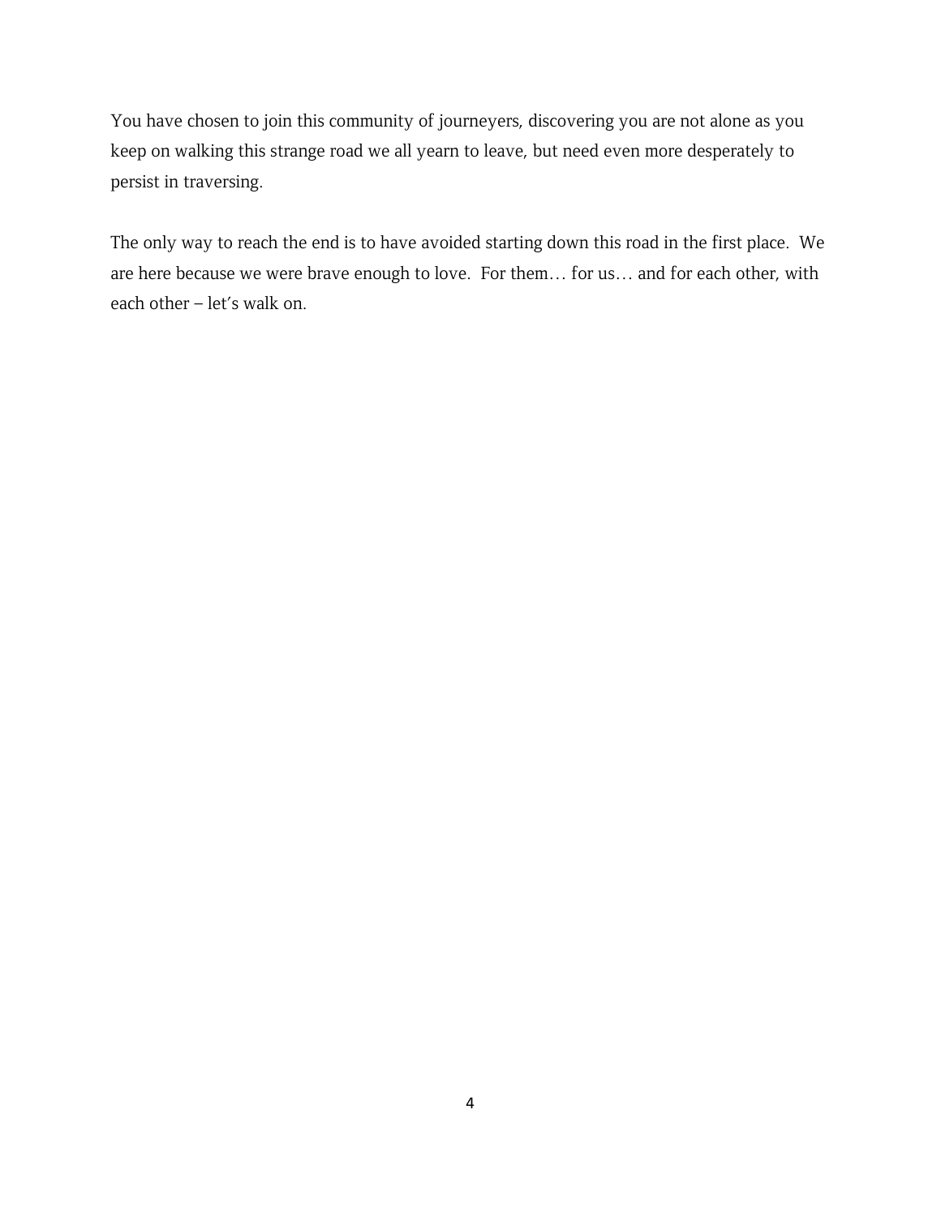You have chosen to join this community of journeyers, discovering you are not alone as you keep on walking this strange road we all yearn to leave, but need even more desperately to persist in traversing.

The only way to reach the end is to have avoided starting down this road in the first place. We are here because we were brave enough to love. For them… for us… and for each other, with each other – let's walk on.